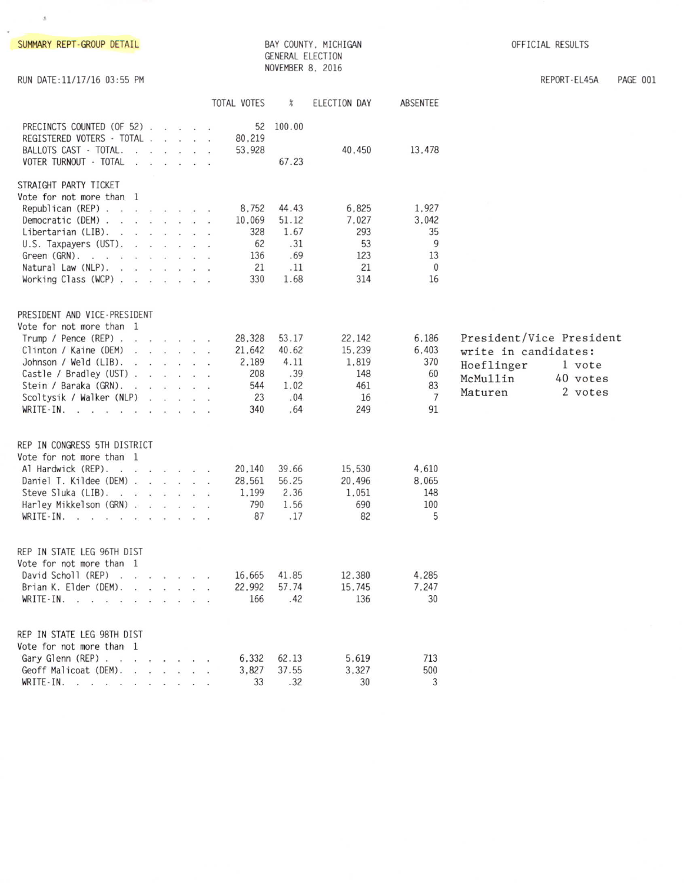SUMMARY REPT-GROUP DETAIL

BAY COUNTY, MICHIGAN
GENERAL ELECTION
NOVEMBER 8, 2016

OFFICIAL RESULTS

RUN DATE:11/17/16 03:55 PM

REPORT-EL45A

| | TOTAL VOTES | % | ELECTION DAY | ABSENTEE |
|---|---|---|---|---|
| PRECINCTS COUNTED (OF 52) | 52 | 100.00 | | |
| REGISTERED VOTERS - TOTAL | 80,219 | | | |
| BALLOTS CAST - TOTAL | 53,928 | | 40,450 | 13,478 |
| VOTER TURNOUT - TOTAL | | 67.23 | | |

STRAIGHT PARTY TICKET
Vote for not more than 1

| | TOTAL VOTES | % | ELECTION DAY | ABSENTEE |
|---|---|---|---|---|
| Republican (REP) | 8,752 | 44.43 | 6,825 | 1,927 |
| Democratic (DEM) | 10,069 | 51.12 | 7,027 | 3,042 |
| Libertarian (LIB) | 328 | 1.67 | 293 | 35 |
| U.S. Taxpayers (UST) | 62 | .31 | 53 | 9 |
| Green (GRN) | 136 | .69 | 123 | 13 |
| Natural Law (NLP) | 21 | .11 | 21 | 0 |
| Working Class (WCP) | 330 | 1.68 | 314 | 16 |

PRESIDENT AND VICE-PRESIDENT
Vote for not more than 1

| | TOTAL VOTES | % | ELECTION DAY | ABSENTEE |
|---|---|---|---|---|
| Trump / Pence (REP) | 28,328 | 53.17 | 22,142 | 6,186 |
| Clinton / Kaine (DEM) | 21,642 | 40.62 | 15,239 | 6,403 |
| Johnson / Weld (LIB) | 2,189 | 4.11 | 1,819 | 370 |
| Castle / Bradley (UST) | 208 | .39 | 148 | 60 |
| Stein / Baraka (GRN) | 544 | 1.02 | 461 | 83 |
| Scoltysik / Walker (NLP) | 23 | .04 | 16 | 7 |
| WRITE-IN | 340 | .64 | 249 | 91 |

President/Vice President write in candidates:

| | |
|---|---|
| Hoeflinger | 1 vote |
| McMullin | 40 votes |
| Maturen | 2 votes |

REP IN CONGRESS 5TH DISTRICT
Vote for not more than 1

| | TOTAL VOTES | % | ELECTION DAY | ABSENTEE |
|---|---|---|---|---|
| Al Hardwick (REP) | 20,140 | 39.66 | 15,530 | 4,610 |
| Daniel T. Kildee (DEM) | 28,561 | 56.25 | 20,496 | 8,065 |
| Steve Sluka (LIB) | 1,199 | 2.36 | 1,051 | 148 |
| Harley Mikkelson (GRN) | 790 | 1.56 | 690 | 100 |
| WRITE-IN | 87 | .17 | 82 | 5 |

REP IN STATE LEG 96TH DIST
Vote for not more than 1

| | TOTAL VOTES | % | ELECTION DAY | ABSENTEE |
|---|---|---|---|---|
| David Scholl (REP) | 16,665 | 41.85 | 12,380 | 4,285 |
| Brian K. Elder (DEM) | 22,992 | 57.74 | 15,745 | 7,247 |
| WRITE-IN | 166 | .42 | 136 | 30 |

REP IN STATE LEG 98TH DIST
Vote for not more than 1

| | TOTAL VOTES | % | ELECTION DAY | ABSENTEE |
|---|---|---|---|---|
| Gary Glenn (REP) | 6,332 | 62.13 | 5,619 | 713 |
| Geoff Malicoat (DEM) | 3,827 | 37.55 | 3,327 | 500 |
| WRITE-IN | 33 | .32 | 30 | 3 |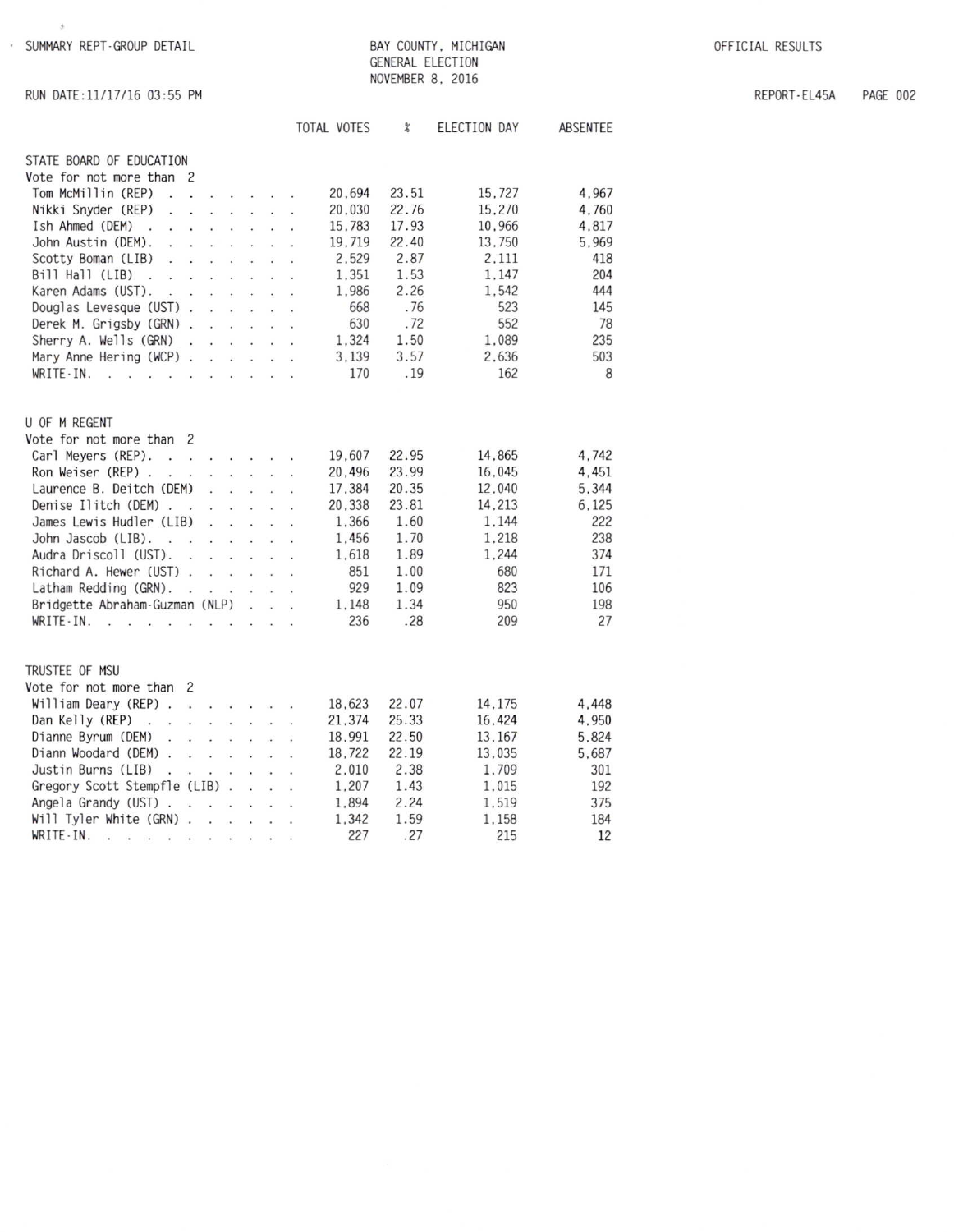SUMMARY REPT-GROUP DETAIL

BAY COUNTY, MICHIGAN
GENERAL ELECTION
NOVEMBER 8, 2016

OFFICIAL RESULTS

RUN DATE:11/17/16 03:55 PM

REPORT-EL45A

| | TOTAL VOTES | % | ELECTION DAY | ABSENTEE |
|---|---|---|---|---|
| **STATE BOARD OF EDUCATION** | | | | |
| Vote for not more than 2 | | | | |
| Tom McMillin (REP) | 20,694 | 23.51 | 15,727 | 4,967 |
| Nikki Snyder (REP) | 20,030 | 22.76 | 15,270 | 4,760 |
| Ish Ahmed (DEM) | 15,783 | 17.93 | 10,966 | 4,817 |
| John Austin (DEM) | 19,719 | 22.40 | 13,750 | 5,969 |
| Scotty Boman (LIB) | 2,529 | 2.87 | 2,111 | 418 |
| Bill Hall (LIB) | 1,351 | 1.53 | 1,147 | 204 |
| Karen Adams (UST) | 1,986 | 2.26 | 1,542 | 444 |
| Douglas Levesque (UST) | 668 | .76 | 523 | 145 |
| Derek M. Grigsby (GRN) | 630 | .72 | 552 | 78 |
| Sherry A. Wells (GRN) | 1,324 | 1.50 | 1,089 | 235 |
| Mary Anne Hering (WCP) | 3,139 | 3.57 | 2,636 | 503 |
| WRITE-IN | 170 | .19 | 162 | 8 |
| **U OF M REGENT** | | | | |
| Vote for not more than 2 | | | | |
| Carl Meyers (REP) | 19,607 | 22.95 | 14,865 | 4,742 |
| Ron Weiser (REP) | 20,496 | 23.99 | 16,045 | 4,451 |
| Laurence B. Deitch (DEM) | 17,384 | 20.35 | 12,040 | 5,344 |
| Denise Ilitch (DEM) | 20,338 | 23.81 | 14,213 | 6,125 |
| James Lewis Hudler (LIB) | 1,366 | 1.60 | 1,144 | 222 |
| John Jascob (LIB) | 1,456 | 1.70 | 1,218 | 238 |
| Audra Driscoll (UST) | 1,618 | 1.89 | 1,244 | 374 |
| Richard A. Hewer (UST) | 851 | 1.00 | 680 | 171 |
| Latham Redding (GRN) | 929 | 1.09 | 823 | 106 |
| Bridgette Abraham-Guzman (NLP) | 1,148 | 1.34 | 950 | 198 |
| WRITE-IN | 236 | .28 | 209 | 27 |
| **TRUSTEE OF MSU** | | | | |
| Vote for not more than 2 | | | | |
| William Deary (REP) | 18,623 | 22.07 | 14,175 | 4,448 |
| Dan Kelly (REP) | 21,374 | 25.33 | 16,424 | 4,950 |
| Dianne Byrum (DEM) | 18,991 | 22.50 | 13,167 | 5,824 |
| Diann Woodard (DEM) | 18,722 | 22.19 | 13,035 | 5,687 |
| Justin Burns (LIB) | 2,010 | 2.38 | 1,709 | 301 |
| Gregory Scott Stempfle (LIB) | 1,207 | 1.43 | 1,015 | 192 |
| Angela Grandy (UST) | 1,894 | 2.24 | 1,519 | 375 |
| Will Tyler White (GRN) | 1,342 | 1.59 | 1,158 | 184 |
| WRITE-IN | 227 | .27 | 215 | 12 |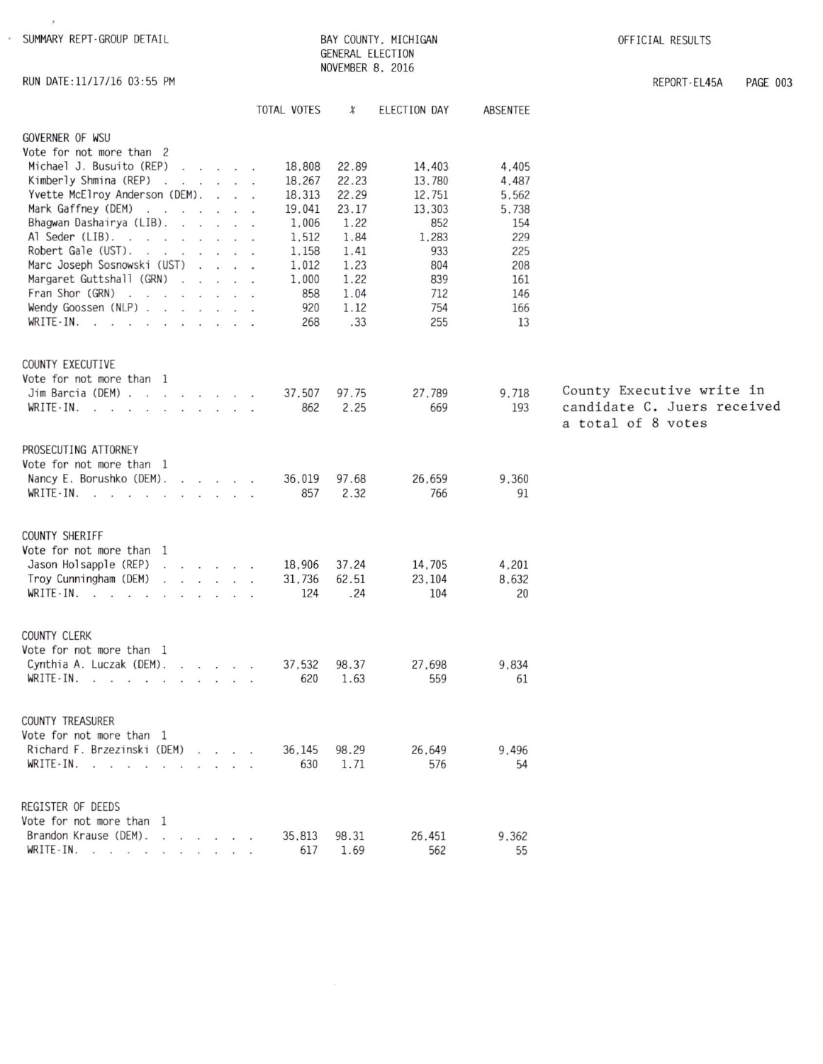SUMMARY REPT-GROUP DETAIL

BAY COUNTY, MICHIGAN
GENERAL ELECTION
NOVEMBER 8, 2016

OFFICIAL RESULTS

RUN DATE:11/17/16 03:55 PM

REPORT-EL45A

| | TOTAL VOTES | % | ELECTION DAY | ABSENTEE |
|---|---|---|---|---|
| **GOVERNOR OF WSU** | | | | |
| Vote for not more than 2 | | | | |
| Michael J. Busuito (REP) | 18,808 | 22.89 | 14,403 | 4,405 |
| Kimberly Shmina (REP) | 18,267 | 22.23 | 13,780 | 4,487 |
| Yvette McElroy Anderson (DEM) | 18,313 | 22.29 | 12,751 | 5,562 |
| Mark Gaffney (DEM) | 19,041 | 23.17 | 13,303 | 5,738 |
| Bhagwan Dashairya (LIB) | 1,006 | 1.22 | 852 | 154 |
| Al Seder (LIB) | 1,512 | 1.84 | 1,283 | 229 |
| Robert Gale (UST) | 1,158 | 1.41 | 933 | 225 |
| Marc Joseph Sosnowski (UST) | 1,012 | 1.23 | 804 | 208 |
| Margaret Guttshall (GRN) | 1,000 | 1.22 | 839 | 161 |
| Fran Shor (GRN) | 858 | 1.04 | 712 | 146 |
| Wendy Goossen (NLP) | 920 | 1.12 | 754 | 166 |
| WRITE-IN | 268 | .33 | 255 | 13 |
| **COUNTY EXECUTIVE** | | | | |
| Vote for not more than 1 | | | | |
| Jim Barcia (DEM) | 37,507 | 97.75 | 27,789 | 9,718 |
| WRITE-IN | 862 | 2.25 | 669 | 193 |
| **PROSECUTING ATTORNEY** | | | | |
| Vote for not more than 1 | | | | |
| Nancy E. Borushko (DEM) | 36,019 | 97.68 | 26,659 | 9,360 |
| WRITE-IN | 857 | 2.32 | 766 | 91 |
| **COUNTY SHERIFF** | | | | |
| Vote for not more than 1 | | | | |
| Jason Holsapple (REP) | 18,906 | 37.24 | 14,705 | 4,201 |
| Troy Cunningham (DEM) | 31,736 | 62.51 | 23,104 | 8,632 |
| WRITE-IN | 124 | .24 | 104 | 20 |
| **COUNTY CLERK** | | | | |
| Vote for not more than 1 | | | | |
| Cynthia A. Luczak (DEM) | 37,532 | 98.37 | 27,698 | 9,834 |
| WRITE-IN | 620 | 1.63 | 559 | 61 |
| **COUNTY TREASURER** | | | | |
| Vote for not more than 1 | | | | |
| Richard F. Brzezinski (DEM) | 36,145 | 98.29 | 26,649 | 9,496 |
| WRITE-IN | 630 | 1.71 | 576 | 54 |
| **REGISTER OF DEEDS** | | | | |
| Vote for not more than 1 | | | | |
| Brandon Krause (DEM) | 35,813 | 98.31 | 26,451 | 9,362 |
| WRITE-IN | 617 | 1.69 | 562 | 55 |

County Executive write in candidate C. Juers received a total of 8 votes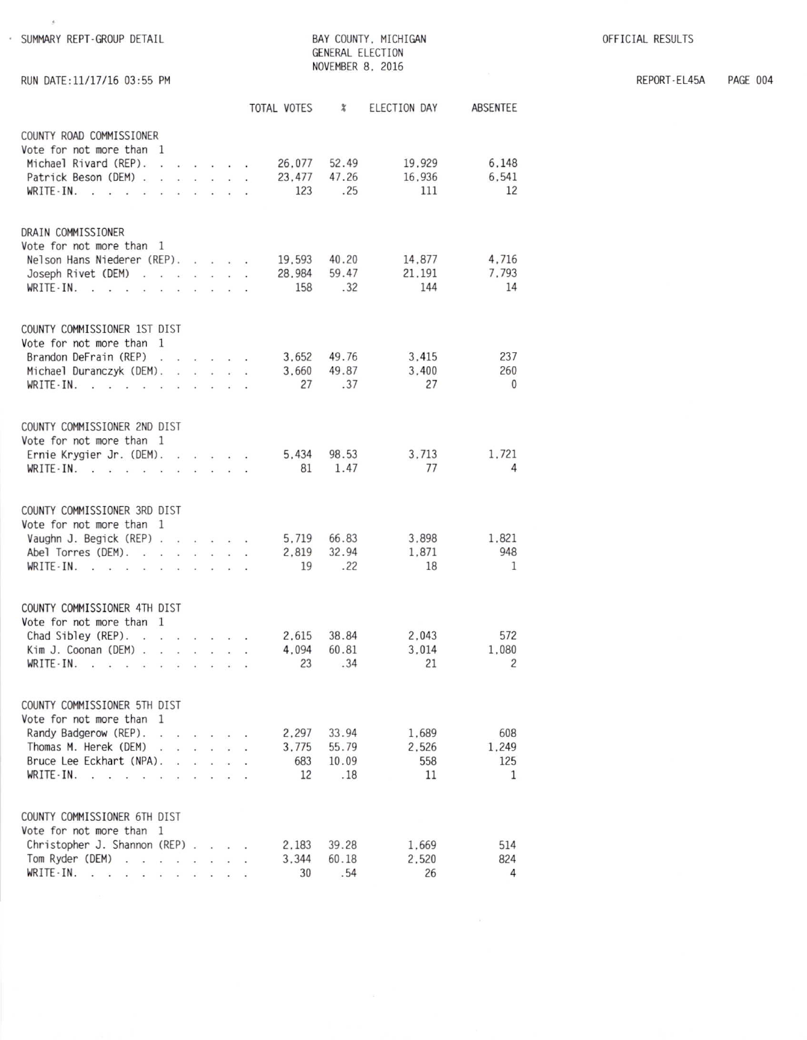SUMMARY REPT-GROUP DETAIL

BAY COUNTY, MICHIGAN
GENERAL ELECTION
NOVEMBER 8, 2016

OFFICIAL RESULTS

RUN DATE:11/17/16 03:55 PM

REPORT-EL45A

| | TOTAL VOTES | % | ELECTION DAY | ABSENTEE |
|---|---|---|---|---|
| **COUNTY ROAD COMMISSIONER** | | | | |
| Vote for not more than 1 | | | | |
| Michael Rivard (REP) | 26,077 | 52.49 | 19,929 | 6,148 |
| Patrick Beson (DEM) | 23,477 | 47.26 | 16,936 | 6,541 |
| WRITE-IN | 123 | .25 | 111 | 12 |
| **DRAIN COMMISSIONER** | | | | |
| Vote for not more than 1 | | | | |
| Nelson Hans Niederer (REP) | 19,593 | 40.20 | 14,877 | 4,716 |
| Joseph Rivet (DEM) | 28,984 | 59.47 | 21,191 | 7,793 |
| WRITE-IN | 158 | .32 | 144 | 14 |
| **COUNTY COMMISSIONER 1ST DIST** | | | | |
| Vote for not more than 1 | | | | |
| Brandon DeFrain (REP) | 3,652 | 49.76 | 3,415 | 237 |
| Michael Duranczyk (DEM) | 3,660 | 49.87 | 3,400 | 260 |
| WRITE-IN | 27 | .37 | 27 | 0 |
| **COUNTY COMMISSIONER 2ND DIST** | | | | |
| Vote for not more than 1 | | | | |
| Ernie Krygier Jr. (DEM) | 5,434 | 98.53 | 3,713 | 1,721 |
| WRITE-IN | 81 | 1.47 | 77 | 4 |
| **COUNTY COMMISSIONER 3RD DIST** | | | | |
| Vote for not more than 1 | | | | |
| Vaughn J. Begick (REP) | 5,719 | 66.83 | 3,898 | 1,821 |
| Abel Torres (DEM) | 2,819 | 32.94 | 1,871 | 948 |
| WRITE-IN | 19 | .22 | 18 | 1 |
| **COUNTY COMMISSIONER 4TH DIST** | | | | |
| Vote for not more than 1 | | | | |
| Chad Sibley (REP) | 2,615 | 38.84 | 2,043 | 572 |
| Kim J. Coonan (DEM) | 4,094 | 60.81 | 3,014 | 1,080 |
| WRITE-IN | 23 | .34 | 21 | 2 |
| **COUNTY COMMISSIONER 5TH DIST** | | | | |
| Vote for not more than 1 | | | | |
| Randy Badgerow (REP) | 2,297 | 33.94 | 1,689 | 608 |
| Thomas M. Herek (DEM) | 3,775 | 55.79 | 2,526 | 1,249 |
| Bruce Lee Eckhart (NPA) | 683 | 10.09 | 558 | 125 |
| WRITE-IN | 12 | .18 | 11 | 1 |
| **COUNTY COMMISSIONER 6TH DIST** | | | | |
| Vote for not more than 1 | | | | |
| Christopher J. Shannon (REP) | 2,183 | 39.28 | 1,669 | 514 |
| Tom Ryder (DEM) | 3,344 | 60.18 | 2,520 | 824 |
| WRITE-IN | 30 | .54 | 26 | 4 |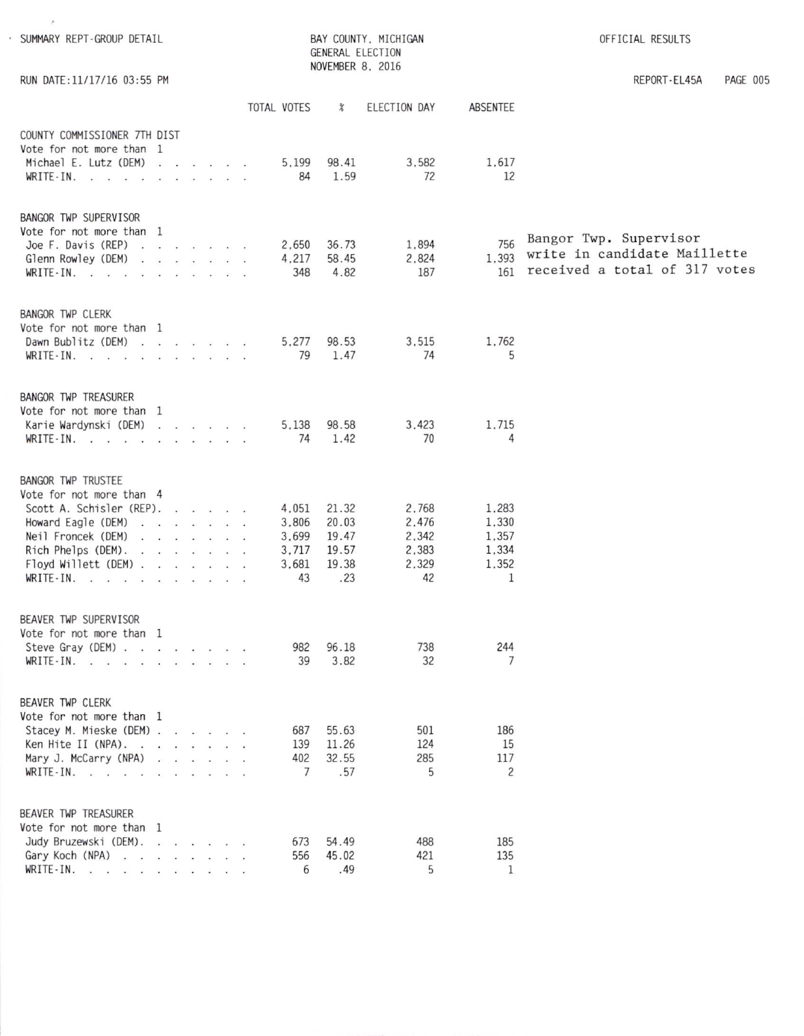SUMMARY REPT-GROUP DETAIL

BAY COUNTY, MICHIGAN
GENERAL ELECTION
NOVEMBER 8, 2016

OFFICIAL RESULTS

RUN DATE:11/17/16 03:55 PM

REPORT-EL45A

| | TOTAL VOTES | % | ELECTION DAY | ABSENTEE |
|---|---|---|---|---|
| **COUNTY COMMISSIONER 7TH DIST** | | | | |
| Vote for not more than 1 | | | | |
| Michael E. Lutz (DEM) | 5,199 | 98.41 | 3,582 | 1,617 |
| WRITE-IN. | 84 | 1.59 | 72 | 12 |
| **BANGOR TWP SUPERVISOR** | | | | |
| Vote for not more than 1 | | | | |
| Joe F. Davis (REP) | 2,650 | 36.73 | 1,894 | 756 |
| Glenn Rowley (DEM) | 4,217 | 58.45 | 2,824 | 1,393 |
| WRITE-IN. | 348 | 4.82 | 187 | 161 |
| **BANGOR TWP CLERK** | | | | |
| Vote for not more than 1 | | | | |
| Dawn Bublitz (DEM) | 5,277 | 98.53 | 3,515 | 1,762 |
| WRITE-IN. | 79 | 1.47 | 74 | 5 |
| **BANGOR TWP TREASURER** | | | | |
| Vote for not more than 1 | | | | |
| Karie Wardynski (DEM) | 5,138 | 98.58 | 3,423 | 1,715 |
| WRITE-IN. | 74 | 1.42 | 70 | 4 |
| **BANGOR TWP TRUSTEE** | | | | |
| Vote for not more than 4 | | | | |
| Scott A. Schisler (REP) | 4,051 | 21.32 | 2,768 | 1,283 |
| Howard Eagle (DEM) | 3,806 | 20.03 | 2,476 | 1,330 |
| Neil Froncek (DEM) | 3,699 | 19.47 | 2,342 | 1,357 |
| Rich Phelps (DEM) | 3,717 | 19.57 | 2,383 | 1,334 |
| Floyd Willett (DEM) | 3,681 | 19.38 | 2,329 | 1,352 |
| WRITE-IN. | 43 | .23 | 42 | 1 |
| **BEAVER TWP SUPERVISOR** | | | | |
| Vote for not more than 1 | | | | |
| Steve Gray (DEM) | 982 | 96.18 | 738 | 244 |
| WRITE-IN. | 39 | 3.82 | 32 | 7 |
| **BEAVER TWP CLERK** | | | | |
| Vote for not more than 1 | | | | |
| Stacey M. Mieske (DEM) | 687 | 55.63 | 501 | 186 |
| Ken Hite II (NPA) | 139 | 11.26 | 124 | 15 |
| Mary J. McCarry (NPA) | 402 | 32.55 | 285 | 117 |
| WRITE-IN. | 7 | .57 | 5 | 2 |
| **BEAVER TWP TREASURER** | | | | |
| Vote for not more than 1 | | | | |
| Judy Bruzewski (DEM) | 673 | 54.49 | 488 | 185 |
| Gary Koch (NPA) | 556 | 45.02 | 421 | 135 |
| WRITE-IN. | 6 | .49 | 5 | 1 |

Bangor Twp. Supervisor write in candidate Maillette received a total of 317 votes